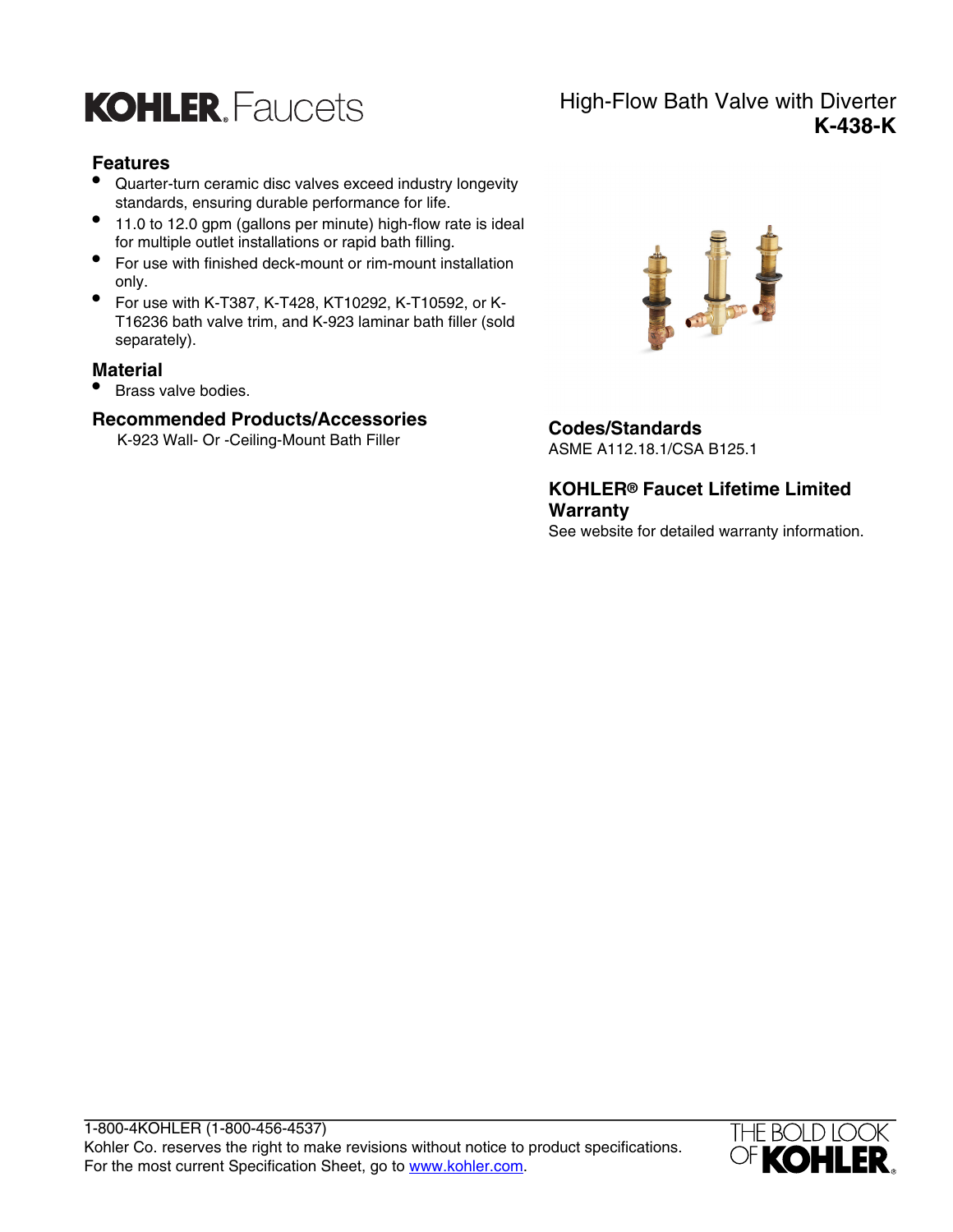# KOHLER Faucets

## High-Flow Bath Valve with Diverter
## K-438-K

### Features

- Quarter-turn ceramic disc valves exceed industry longevity standards, ensuring durable performance for life.
- 11.0 to 12.0 gpm (gallons per minute) high-flow rate is ideal for multiple outlet installations or rapid bath filling.
- For use with finished deck-mount or rim-mount installation only.
- For use with K-T387, K-T428, KT10292, K-T10592, or K-T16236 bath valve trim, and K-923 laminar bath filler (sold separately).

### Material

- Brass valve bodies.

### Recommended Products/Accessories

K-923 Wall- Or -Ceiling-Mount Bath Filler

### Codes/Standards

ASME A112.18.1/CSA B125.1

### KOHLER® Faucet Lifetime Limited Warranty

See website for detailed warranty information.

1-800-4KOHLER (1-800-456-4537)
Kohler Co. reserves the right to make revisions without notice to product specifications.
For the most current Specification Sheet, go to www.kohler.com.

THE BOLD LOOK OF KOHLER®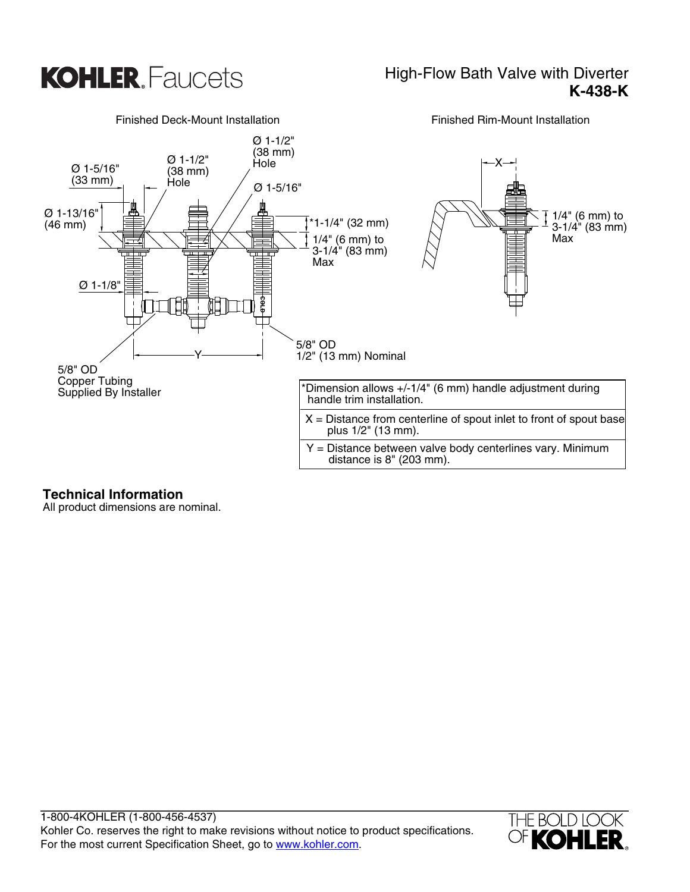# KOHLER. Faucets

## High-Flow Bath Valve with Diverter
## **K-438-K**

Finished Deck-Mount Installation

Ø 1-5/16"
(33 mm)

Ø 1-1/2"
(38 mm)
Hole

Ø 1-1/2"
(38 mm)
Hole

Ø 1-5/16"

Ø 1-13/16"
(46 mm)

*1-1/4" (32 mm)

1/4" (6 mm) to
3-1/4" (83 mm)
Max

Ø 1-1/8"

COLD

5/8" OD
1/2" (13 mm) Nominal

Y

5/8" OD
Copper Tubing
Supplied By Installer

Finished Rim-Mount Installation

X

1/4" (6 mm) to
3-1/4" (83 mm)
Max

| |
|---|
| *Dimension allows +/-1/4" (6 mm) handle adjustment during handle trim installation. |
| X = Distance from centerline of spout inlet to front of spout base plus 1/2" (13 mm). |
| Y = Distance between valve body centerlines vary. Minimum distance is 8" (203 mm). |

**Technical Information**

All product dimensions are nominal.

1-800-4KOHLER (1-800-456-4537)
Kohler Co. reserves the right to make revisions without notice to product specifications.
For the most current Specification Sheet, go to www.kohler.com.

THE BOLD LOOK OF KOHLER.